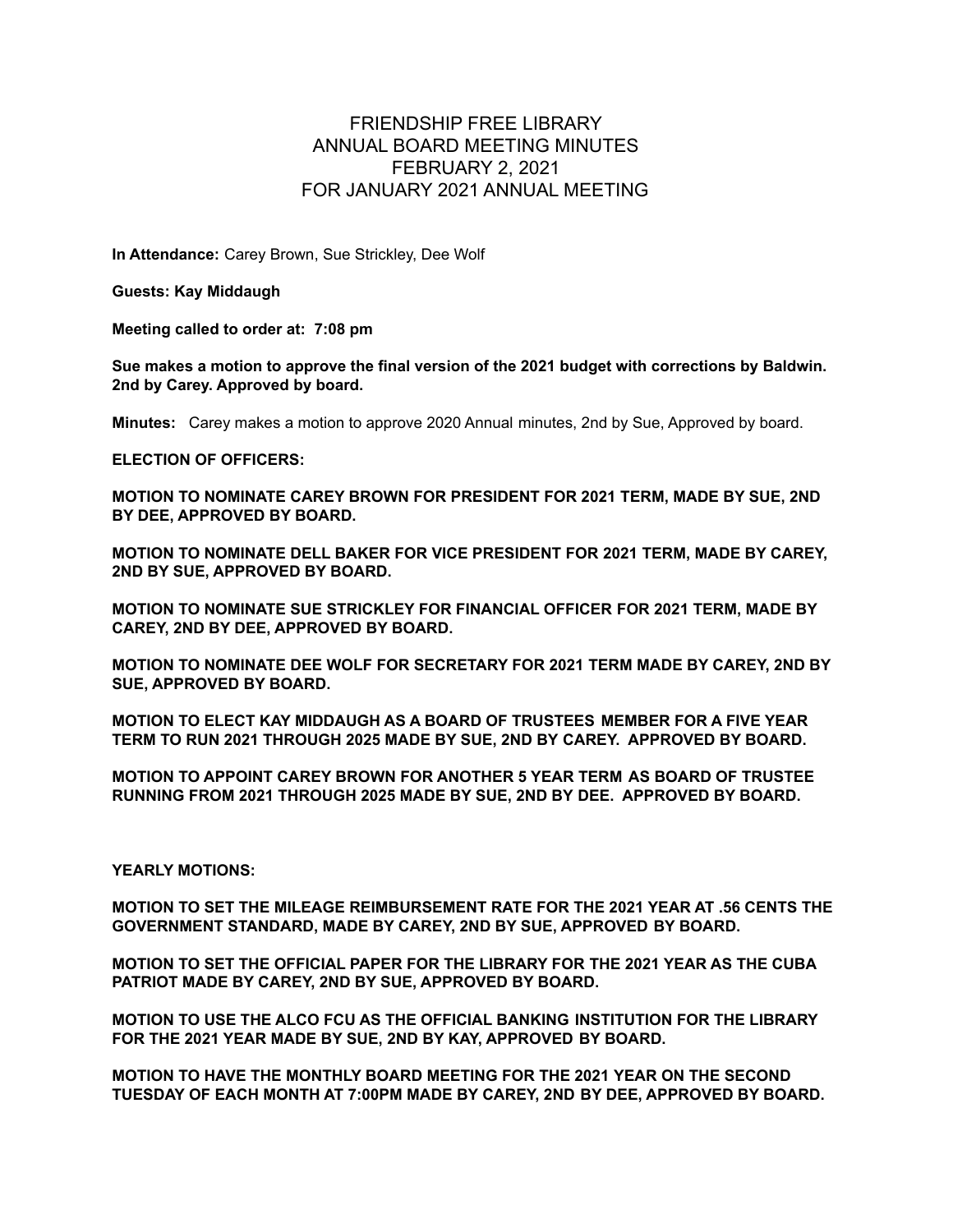# FRIENDSHIP FREE LIBRARY
# ANNUAL BOARD MEETING MINUTES
# FEBRUARY 2, 2021
# FOR JANUARY 2021 ANNUAL MEETING

**In Attendance:** Carey Brown, Sue Strickley, Dee Wolf

**Guests: Kay Middaugh**

**Meeting called to order at: 7:08 pm**

**Sue makes a motion to approve the final version of the 2021 budget with corrections by Baldwin. 2nd by Carey. Approved by board.**

**Minutes:** Carey makes a motion to approve 2020 Annual minutes, 2nd by Sue, Approved by board.

**ELECTION OF OFFICERS:**

**MOTION TO NOMINATE CAREY BROWN FOR PRESIDENT FOR 2021 TERM, MADE BY SUE, 2ND BY DEE, APPROVED BY BOARD.**

**MOTION TO NOMINATE DELL BAKER FOR VICE PRESIDENT FOR 2021 TERM, MADE BY CAREY, 2ND BY SUE, APPROVED BY BOARD.**

**MOTION TO NOMINATE SUE STRICKLEY FOR FINANCIAL OFFICER FOR 2021 TERM, MADE BY CAREY, 2ND BY DEE, APPROVED BY BOARD.**

**MOTION TO NOMINATE DEE WOLF FOR SECRETARY FOR 2021 TERM MADE BY CAREY, 2ND BY SUE, APPROVED BY BOARD.**

**MOTION TO ELECT KAY MIDDAUGH AS A BOARD OF TRUSTEES MEMBER FOR A FIVE YEAR TERM TO RUN 2021 THROUGH 2025 MADE BY SUE, 2ND BY CAREY. APPROVED BY BOARD.**

**MOTION TO APPOINT CAREY BROWN FOR ANOTHER 5 YEAR TERM AS BOARD OF TRUSTEE RUNNING FROM 2021 THROUGH 2025 MADE BY SUE, 2ND BY DEE. APPROVED BY BOARD.**

**YEARLY MOTIONS:**

**MOTION TO SET THE MILEAGE REIMBURSEMENT RATE FOR THE 2021 YEAR AT .56 CENTS THE GOVERNMENT STANDARD, MADE BY CAREY, 2ND BY SUE, APPROVED BY BOARD.**

**MOTION TO SET THE OFFICIAL PAPER FOR THE LIBRARY FOR THE 2021 YEAR AS THE CUBA PATRIOT MADE BY CAREY, 2ND BY SUE, APPROVED BY BOARD.**

**MOTION TO USE THE ALCO FCU AS THE OFFICIAL BANKING INSTITUTION FOR THE LIBRARY FOR THE 2021 YEAR MADE BY SUE, 2ND BY KAY, APPROVED BY BOARD.**

**MOTION TO HAVE THE MONTHLY BOARD MEETING FOR THE 2021 YEAR ON THE SECOND TUESDAY OF EACH MONTH AT 7:00PM MADE BY CAREY, 2ND BY DEE, APPROVED BY BOARD.**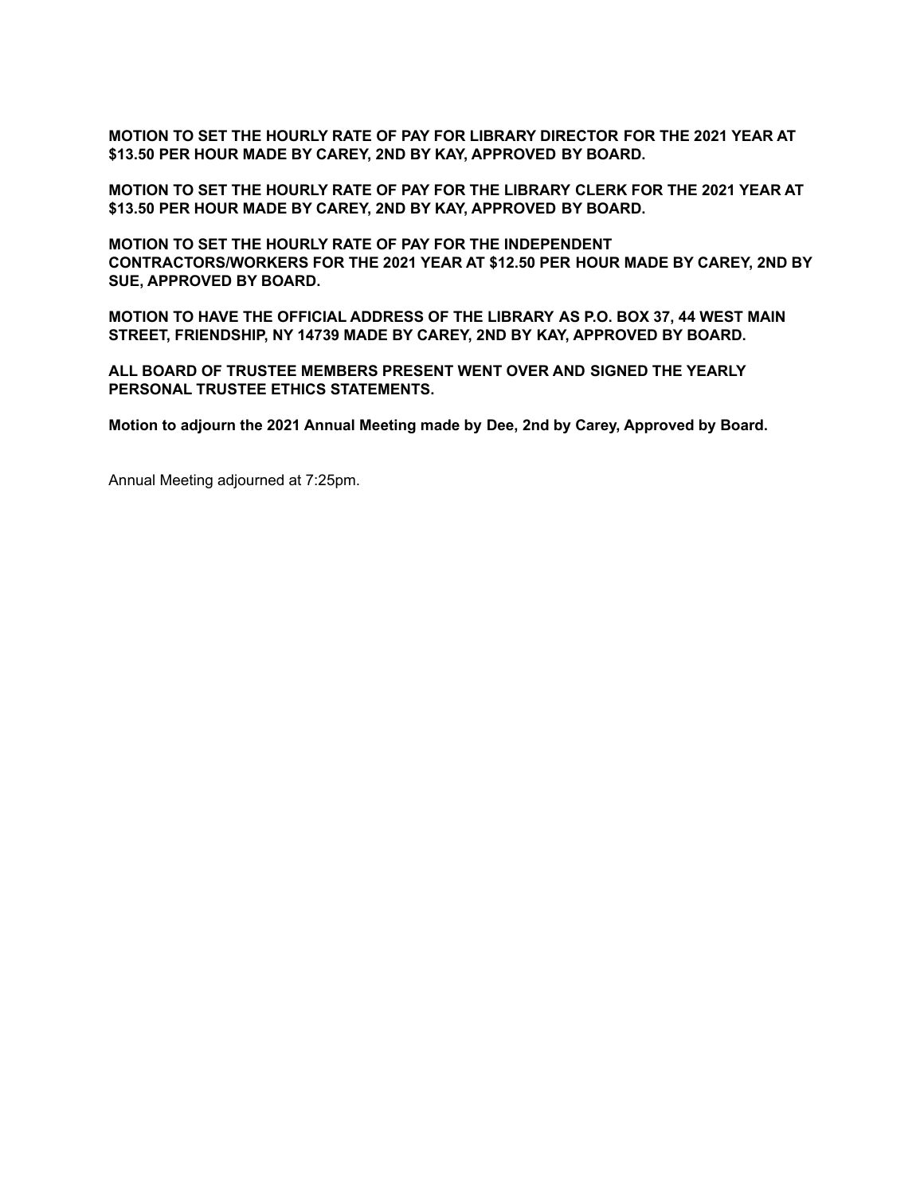**MOTION TO SET THE HOURLY RATE OF PAY FOR LIBRARY DIRECTOR FOR THE 2021 YEAR AT $13.50 PER HOUR MADE BY CAREY, 2ND BY KAY, APPROVED BY BOARD.**

**MOTION TO SET THE HOURLY RATE OF PAY FOR THE LIBRARY CLERK FOR THE 2021 YEAR AT $13.50 PER HOUR MADE BY CAREY, 2ND BY KAY, APPROVED BY BOARD.**

**MOTION TO SET THE HOURLY RATE OF PAY FOR THE INDEPENDENT CONTRACTORS/WORKERS FOR THE 2021 YEAR AT $12.50 PER HOUR MADE BY CAREY, 2ND BY SUE, APPROVED BY BOARD.**

**MOTION TO HAVE THE OFFICIAL ADDRESS OF THE LIBRARY AS P.O. BOX 37, 44 WEST MAIN STREET, FRIENDSHIP, NY 14739 MADE BY CAREY, 2ND BY KAY, APPROVED BY BOARD.**

**ALL BOARD OF TRUSTEE MEMBERS PRESENT WENT OVER AND SIGNED THE YEARLY PERSONAL TRUSTEE ETHICS STATEMENTS.**

**Motion to adjourn the 2021 Annual Meeting made by Dee, 2nd by Carey, Approved by Board.**

Annual Meeting adjourned at 7:25pm.